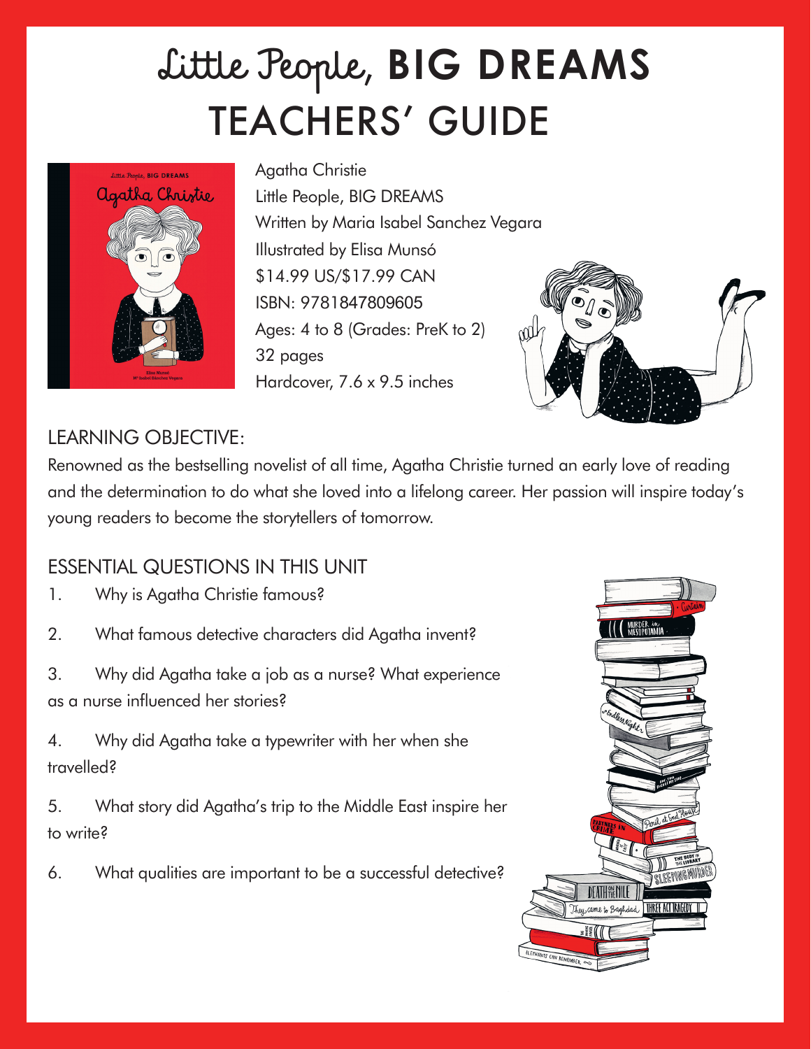# Little People, BIG DREAMS TEACHERS' GUIDE

Agatha Christie
Little People, BIG DREAMS
Written by Maria Isabel Sanchez Vegara
Illustrated by Elisa Munsó
$14.99 US/$17.99 CAN
ISBN: 9781847809605
Ages: 4 to 8 (Grades: PreK to 2)
32 pages
Hardcover, 7.6 x 9.5 inches

## LEARNING OBJECTIVE:

Renowned as the bestselling novelist of all time, Agatha Christie turned an early love of reading and the determination to do what she loved into a lifelong career. Her passion will inspire today's young readers to become the storytellers of tomorrow.

## ESSENTIAL QUESTIONS IN THIS UNIT

1. Why is Agatha Christie famous?
2. What famous detective characters did Agatha invent?
3. Why did Agatha take a job as a nurse? What experience as a nurse influenced her stories?
4. Why did Agatha take a typewriter with her when she travelled?
5. What story did Agatha's trip to the Middle East inspire her to write?
6. What qualities are important to be a successful detective?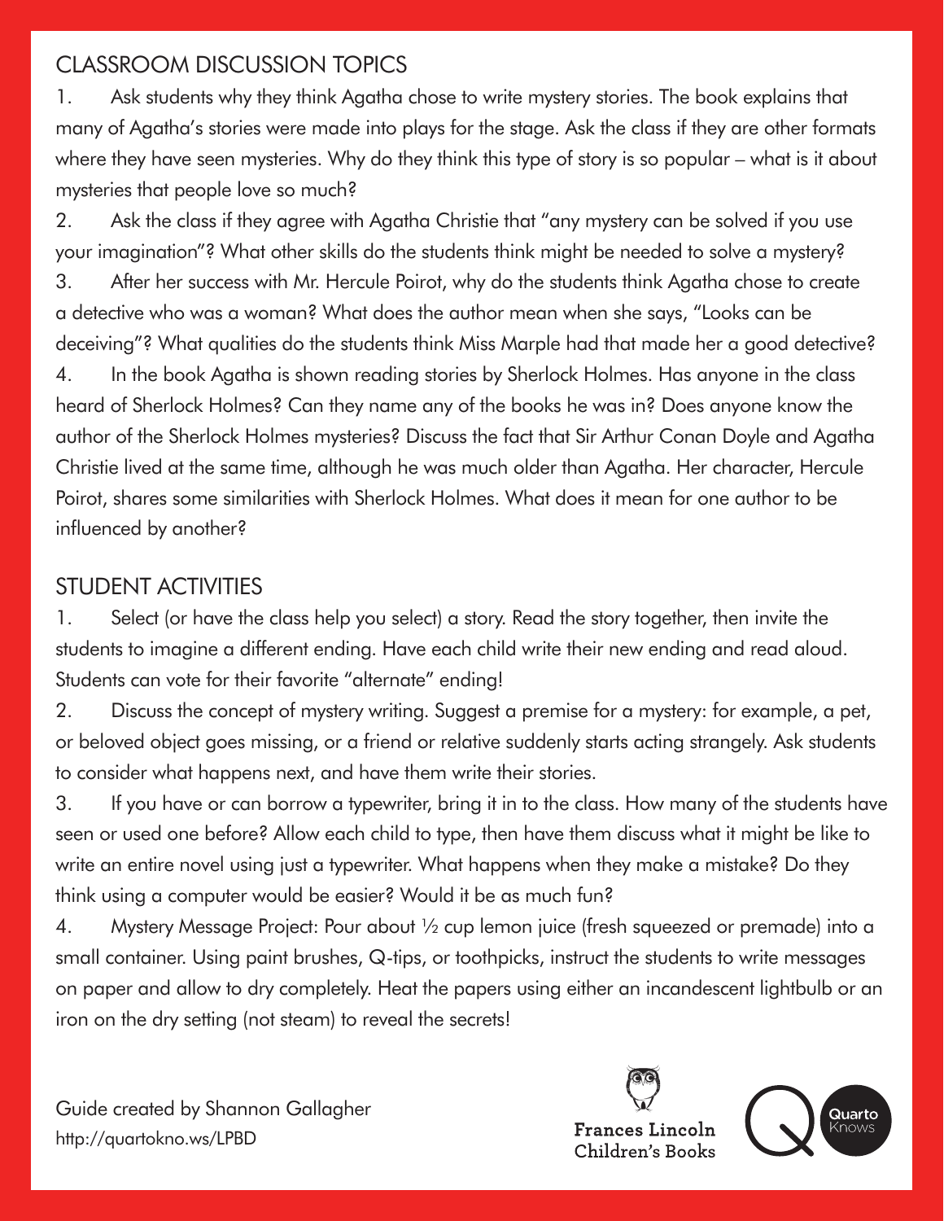## CLASSROOM DISCUSSION TOPICS

1. Ask students why they think Agatha chose to write mystery stories. The book explains that many of Agatha's stories were made into plays for the stage. Ask the class if they are other formats where they have seen mysteries. Why do they think this type of story is so popular – what is it about mysteries that people love so much?
2. Ask the class if they agree with Agatha Christie that "any mystery can be solved if you use your imagination"? What other skills do the students think might be needed to solve a mystery?
3. After her success with Mr. Hercule Poirot, why do the students think Agatha chose to create a detective who was a woman? What does the author mean when she says, "Looks can be deceiving"? What qualities do the students think Miss Marple had that made her a good detective?
4. In the book Agatha is shown reading stories by Sherlock Holmes. Has anyone in the class heard of Sherlock Holmes? Can they name any of the books he was in? Does anyone know the author of the Sherlock Holmes mysteries? Discuss the fact that Sir Arthur Conan Doyle and Agatha Christie lived at the same time, although he was much older than Agatha. Her character, Hercule Poirot, shares some similarities with Sherlock Holmes. What does it mean for one author to be influenced by another?

## STUDENT ACTIVITIES

1. Select (or have the class help you select) a story. Read the story together, then invite the students to imagine a different ending. Have each child write their new ending and read aloud. Students can vote for their favorite "alternate" ending!
2. Discuss the concept of mystery writing. Suggest a premise for a mystery: for example, a pet, or beloved object goes missing, or a friend or relative suddenly starts acting strangely. Ask students to consider what happens next, and have them write their stories.
3. If you have or can borrow a typewriter, bring it in to the class. How many of the students have seen or used one before? Allow each child to type, then have them discuss what it might be like to write an entire novel using just a typewriter. What happens when they make a mistake? Do they think using a computer would be easier? Would it be as much fun?
4. Mystery Message Project: Pour about ½ cup lemon juice (fresh squeezed or premade) into a small container. Using paint brushes, Q-tips, or toothpicks, instruct the students to write messages on paper and allow to dry completely. Heat the papers using either an incandescent lightbulb or an iron on the dry setting (not steam) to reveal the secrets!

Guide created by Shannon Gallagher
http://quartokno.ws/LPBD

Frances Lincoln Children's Books

Quarto Knows